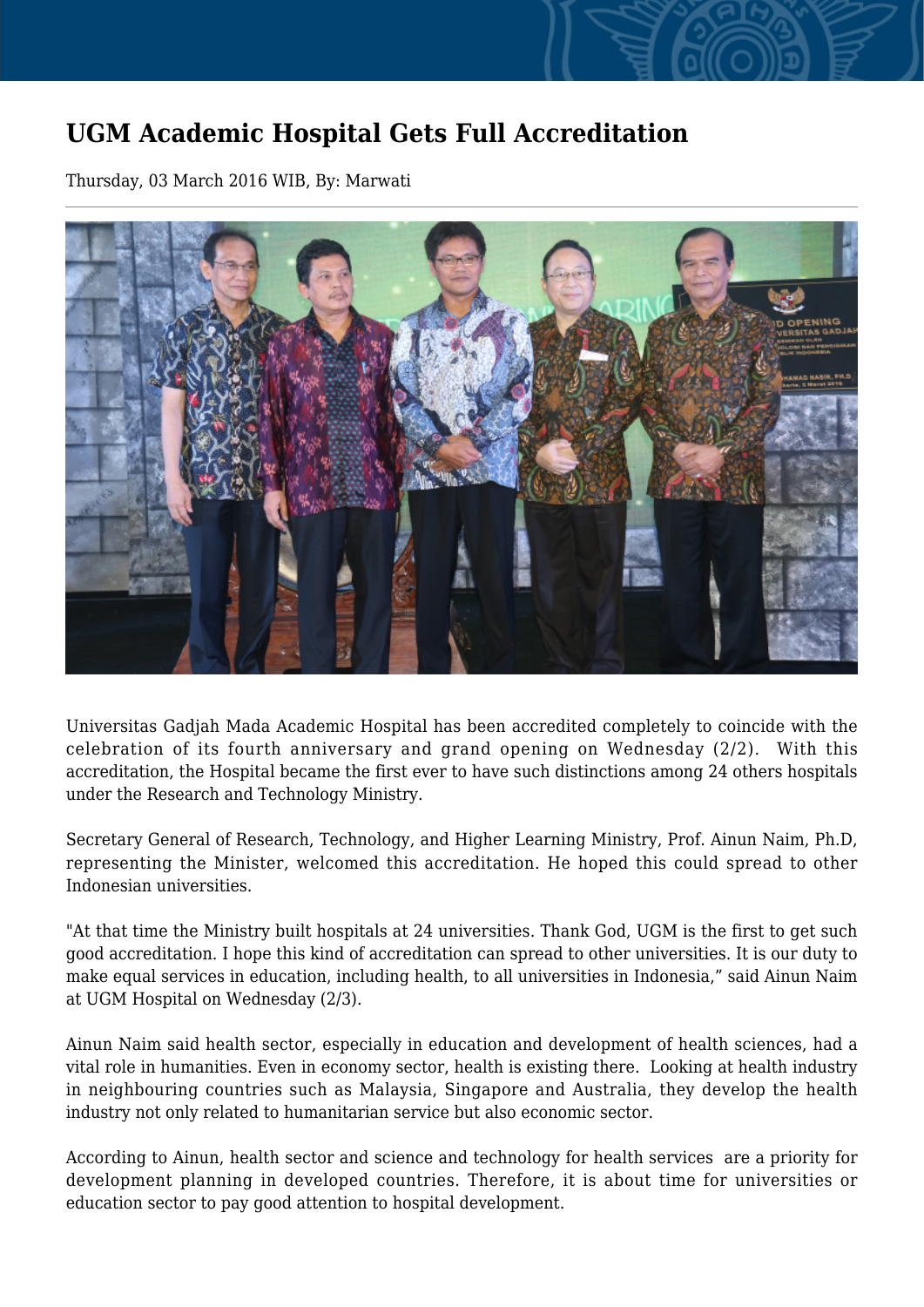# UGM Academic Hospital Gets Full Accreditation

Thursday, 03 March 2016 WIB, By: Marwati

Universitas Gadjah Mada Academic Hospital has been accredited completely to coincide with the celebration of its fourth anniversary and grand opening on Wednesday (2/2). With this accreditation, the Hospital became the first ever to have such distinctions among 24 others hospitals under the Research and Technology Ministry.

Secretary General of Research, Technology, and Higher Learning Ministry, Prof. Ainun Naim, Ph.D, representing the Minister, welcomed this accreditation. He hoped this could spread to other Indonesian universities.

"At that time the Ministry built hospitals at 24 universities. Thank God, UGM is the first to get such good accreditation. I hope this kind of accreditation can spread to other universities. It is our duty to make equal services in education, including health, to all universities in Indonesia," said Ainun Naim at UGM Hospital on Wednesday (2/3).

Ainun Naim said health sector, especially in education and development of health sciences, had a vital role in humanities. Even in economy sector, health is existing there. Looking at health industry in neighbouring countries such as Malaysia, Singapore and Australia, they develop the health industry not only related to humanitarian service but also economic sector.

According to Ainun, health sector and science and technology for health services are a priority for development planning in developed countries. Therefore, it is about time for universities or education sector to pay good attention to hospital development.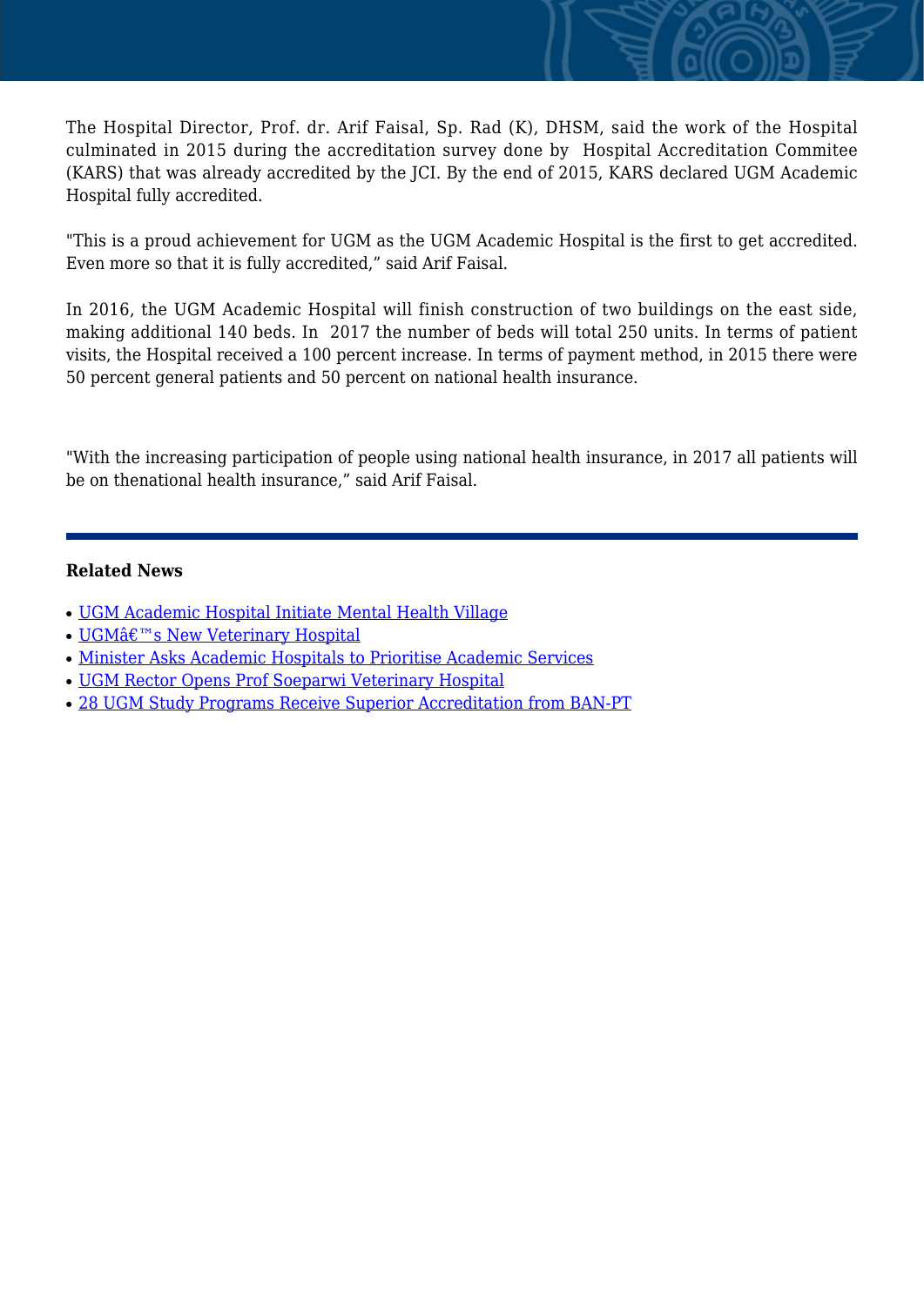The Hospital Director, Prof. dr. Arif Faisal, Sp. Rad (K), DHSM, said the work of the Hospital culminated in 2015 during the accreditation survey done by  Hospital Accreditation Commitee (KARS) that was already accredited by the JCI. By the end of 2015, KARS declared UGM Academic Hospital fully accredited.

"This is a proud achievement for UGM as the UGM Academic Hospital is the first to get accredited. Even more so that it is fully accredited," said Arif Faisal.

In 2016, the UGM Academic Hospital will finish construction of two buildings on the east side, making additional 140 beds. In  2017 the number of beds will total 250 units. In terms of patient visits, the Hospital received a 100 percent increase. In terms of payment method, in 2015 there were 50 percent general patients and 50 percent on national health insurance.

"With the increasing participation of people using national health insurance, in 2017 all patients will be on thenational health insurance," said Arif Faisal.

---

**Related News**

- UGM Academic Hospital Initiate Mental Health Village
- UGMâ€™s New Veterinary Hospital
- Minister Asks Academic Hospitals to Prioritise Academic Services
- UGM Rector Opens Prof Soeparwi Veterinary Hospital
- 28 UGM Study Programs Receive Superior Accreditation from BAN-PT